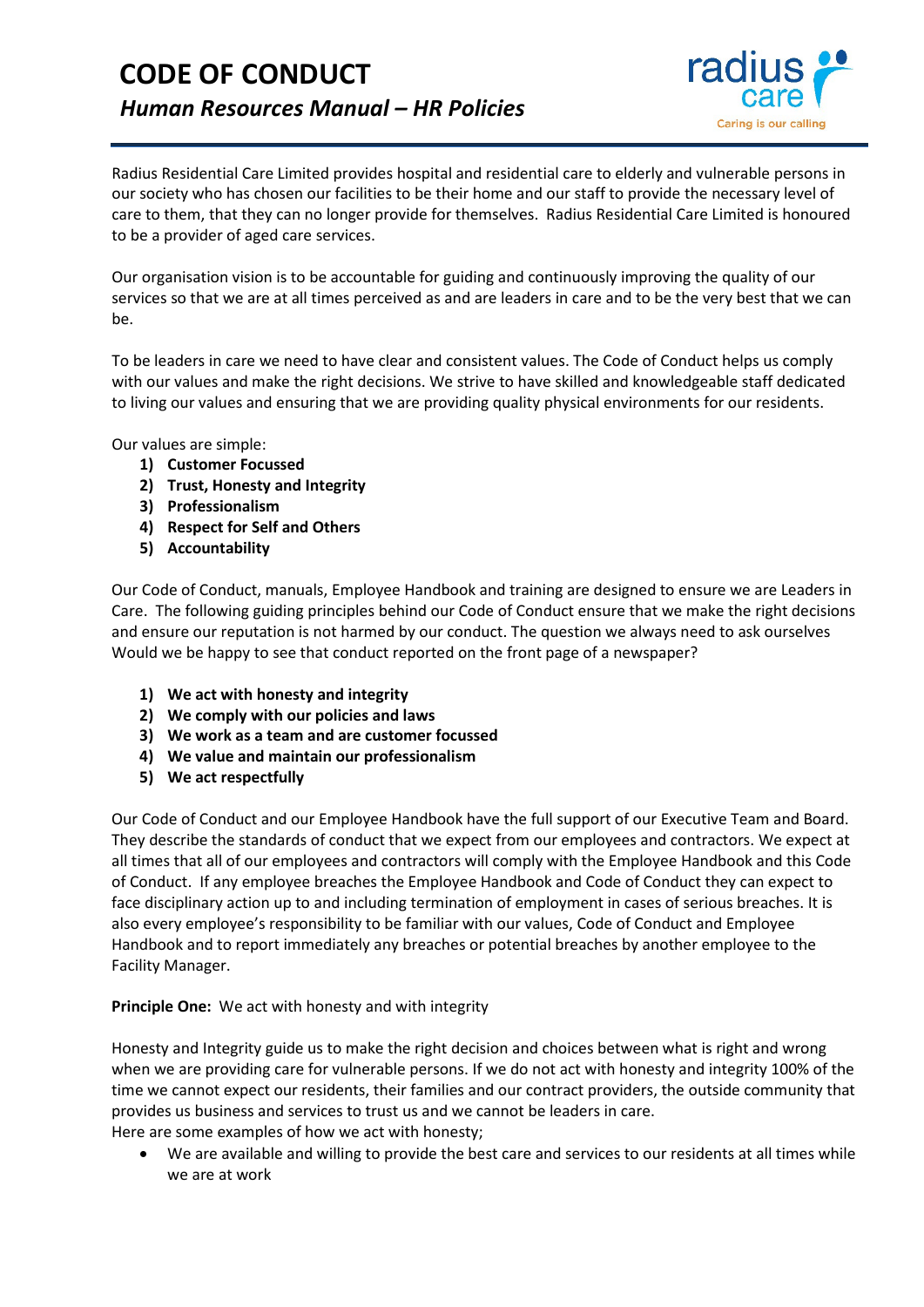# CODE OF CONDUCT

## *Human Resources Manual – HR Policies*

Radius Residential Care Limited provides hospital and residential care to elderly and vulnerable persons in our society who has chosen our facilities to be their home and our staff to provide the necessary level of care to them, that they can no longer provide for themselves. Radius Residential Care Limited is honoured to be a provider of aged care services.

Our organisation vision is to be accountable for guiding and continuously improving the quality of our services so that we are at all times perceived as and are leaders in care and to be the very best that we can be.

To be leaders in care we need to have clear and consistent values. The Code of Conduct helps us comply with our values and make the right decisions. We strive to have skilled and knowledgeable staff dedicated to living our values and ensuring that we are providing quality physical environments for our residents.

Our values are simple:

1) **Customer Focussed**
2) **Trust, Honesty and Integrity**
3) **Professionalism**
4) **Respect for Self and Others**
5) **Accountability**

Our Code of Conduct, manuals, Employee Handbook and training are designed to ensure we are Leaders in Care. The following guiding principles behind our Code of Conduct ensure that we make the right decisions and ensure our reputation is not harmed by our conduct. The question we always need to ask ourselves Would we be happy to see that conduct reported on the front page of a newspaper?

1) **We act with honesty and integrity**
2) **We comply with our policies and laws**
3) **We work as a team and are customer focussed**
4) **We value and maintain our professionalism**
5) **We act respectfully**

Our Code of Conduct and our Employee Handbook have the full support of our Executive Team and Board. They describe the standards of conduct that we expect from our employees and contractors. We expect at all times that all of our employees and contractors will comply with the Employee Handbook and this Code of Conduct. If any employee breaches the Employee Handbook and Code of Conduct they can expect to face disciplinary action up to and including termination of employment in cases of serious breaches. It is also every employee's responsibility to be familiar with our values, Code of Conduct and Employee Handbook and to report immediately any breaches or potential breaches by another employee to the Facility Manager.

**Principle One:** We act with honesty and with integrity

Honesty and Integrity guide us to make the right decision and choices between what is right and wrong when we are providing care for vulnerable persons. If we do not act with honesty and integrity 100% of the time we cannot expect our residents, their families and our contract providers, the outside community that provides us business and services to trust us and we cannot be leaders in care.
Here are some examples of how we act with honesty;

- We are available and willing to provide the best care and services to our residents at all times while we are at work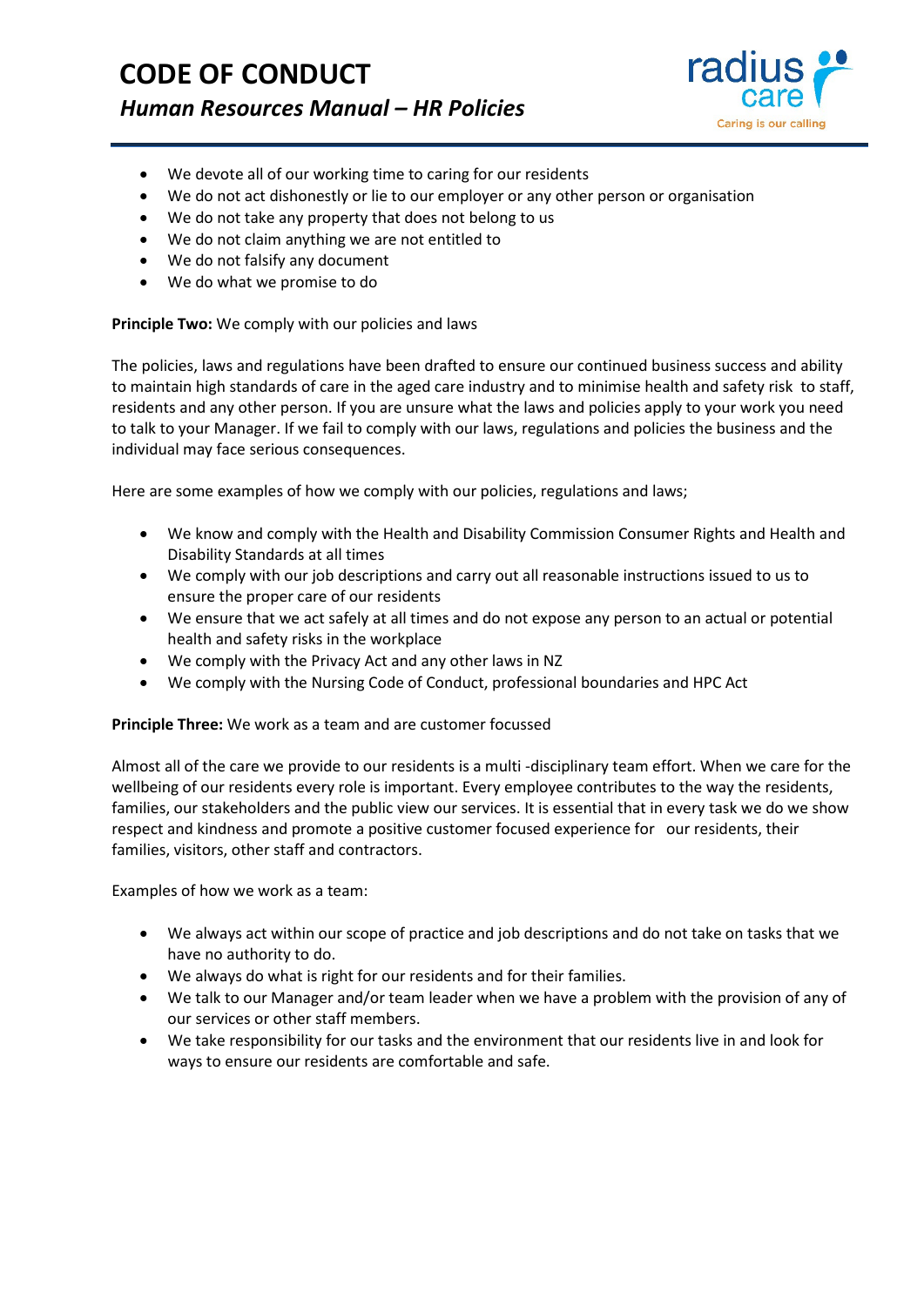- We devote all of our working time to caring for our residents
- We do not act dishonestly or lie to our employer or any other person or organisation
- We do not take any property that does not belong to us
- We do not claim anything we are not entitled to
- We do not falsify any document
- We do what we promise to do

**Principle Two:** We comply with our policies and laws

The policies, laws and regulations have been drafted to ensure our continued business success and ability to maintain high standards of care in the aged care industry and to minimise health and safety risk to staff, residents and any other person. If you are unsure what the laws and policies apply to your work you need to talk to your Manager. If we fail to comply with our laws, regulations and policies the business and the individual may face serious consequences.

Here are some examples of how we comply with our policies, regulations and laws;

- We know and comply with the Health and Disability Commission Consumer Rights and Health and Disability Standards at all times
- We comply with our job descriptions and carry out all reasonable instructions issued to us to ensure the proper care of our residents
- We ensure that we act safely at all times and do not expose any person to an actual or potential health and safety risks in the workplace
- We comply with the Privacy Act and any other laws in NZ
- We comply with the Nursing Code of Conduct, professional boundaries and HPC Act

**Principle Three:** We work as a team and are customer focussed

Almost all of the care we provide to our residents is a multi -disciplinary team effort. When we care for the wellbeing of our residents every role is important. Every employee contributes to the way the residents, families, our stakeholders and the public view our services. It is essential that in every task we do we show respect and kindness and promote a positive customer focused experience for our residents, their families, visitors, other staff and contractors.

Examples of how we work as a team:

- We always act within our scope of practice and job descriptions and do not take on tasks that we have no authority to do.
- We always do what is right for our residents and for their families.
- We talk to our Manager and/or team leader when we have a problem with the provision of any of our services or other staff members.
- We take responsibility for our tasks and the environment that our residents live in and look for ways to ensure our residents are comfortable and safe.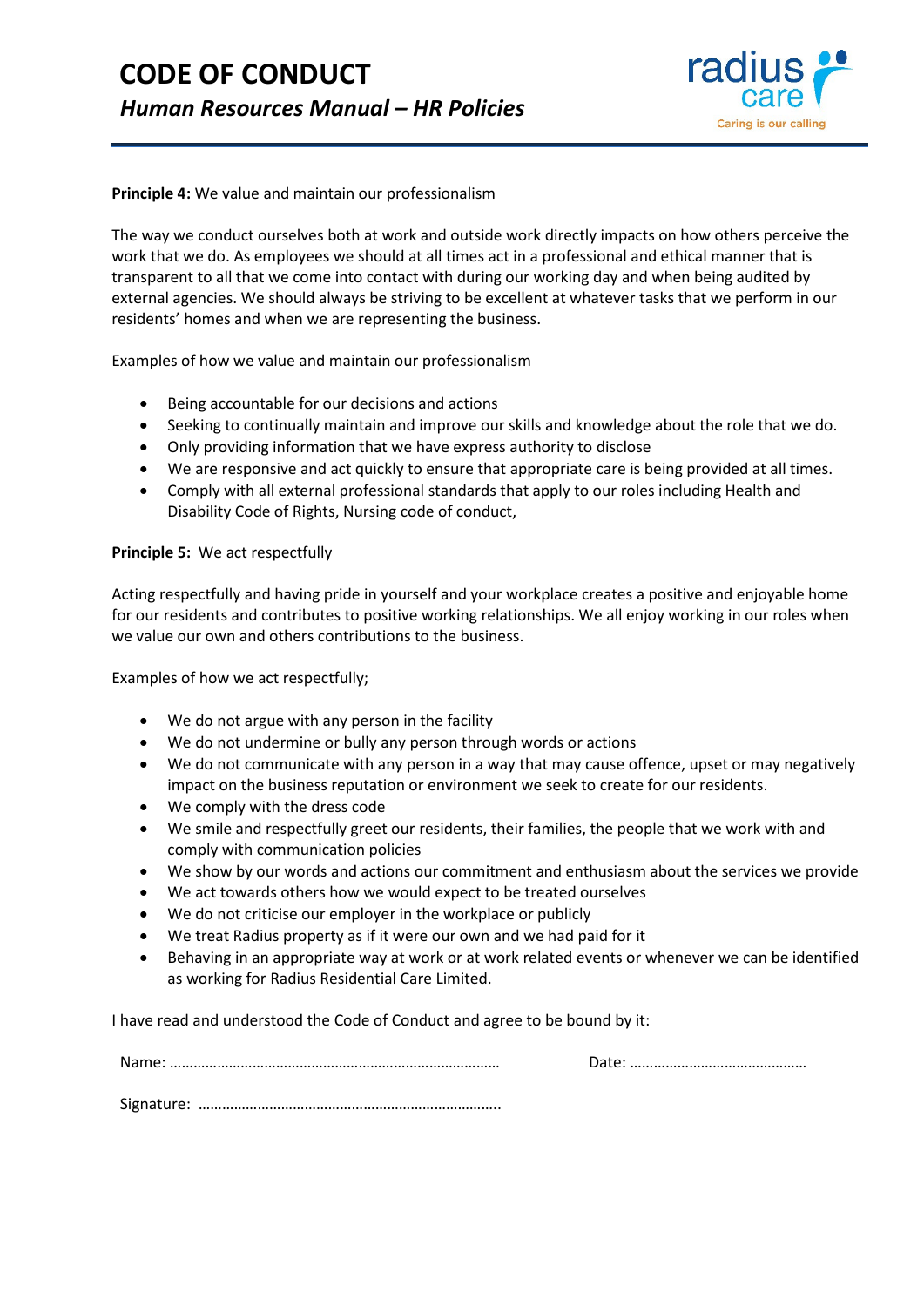**Principle 4:** We value and maintain our professionalism

The way we conduct ourselves both at work and outside work directly impacts on how others perceive the work that we do. As employees we should at all times act in a professional and ethical manner that is transparent to all that we come into contact with during our working day and when being audited by external agencies. We should always be striving to be excellent at whatever tasks that we perform in our residents' homes and when we are representing the business.

Examples of how we value and maintain our professionalism

- Being accountable for our decisions and actions
- Seeking to continually maintain and improve our skills and knowledge about the role that we do.
- Only providing information that we have express authority to disclose
- We are responsive and act quickly to ensure that appropriate care is being provided at all times.
- Comply with all external professional standards that apply to our roles including Health and Disability Code of Rights, Nursing code of conduct,

**Principle 5:** We act respectfully

Acting respectfully and having pride in yourself and your workplace creates a positive and enjoyable home for our residents and contributes to positive working relationships. We all enjoy working in our roles when we value our own and others contributions to the business.

Examples of how we act respectfully;

- We do not argue with any person in the facility
- We do not undermine or bully any person through words or actions
- We do not communicate with any person in a way that may cause offence, upset or may negatively impact on the business reputation or environment we seek to create for our residents.
- We comply with the dress code
- We smile and respectfully greet our residents, their families, the people that we work with and comply with communication policies
- We show by our words and actions our commitment and enthusiasm about the services we provide
- We act towards others how we would expect to be treated ourselves
- We do not criticise our employer in the workplace or publicly
- We treat Radius property as if it were our own and we had paid for it
- Behaving in an appropriate way at work or at work related events or whenever we can be identified as working for Radius Residential Care Limited.

I have read and understood the Code of Conduct and agree to be bound by it:

Name: ………………………………………………………………………… Date: ………………………………………

Signature: ………………………………………………………………….